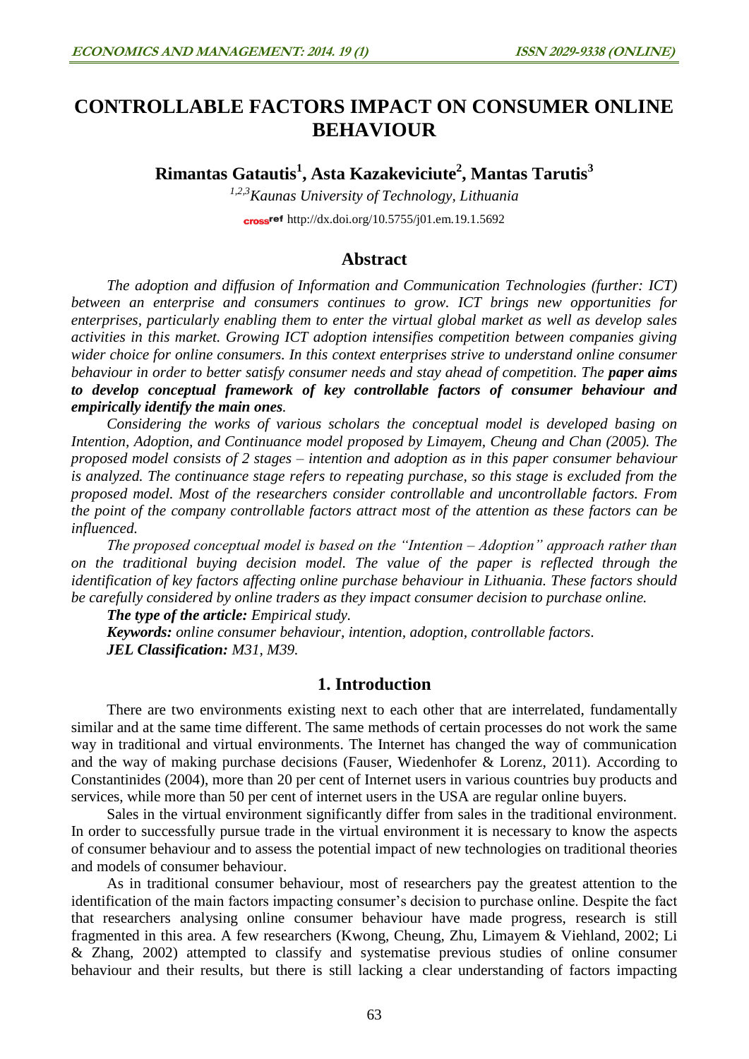# CONTROLLABLE FACTORS IMPACT ON CONSUMER ONLINE BEHAVIOUR

**Rimantas Gatautis[1], Asta Kazakeviciute[2], Mantas Tarutis[3]**

*[1,2,3]Kaunas University of Technology, Lithuania*

http://dx.doi.org/10.5755/j01.em.19.1.5692

## Abstract

*The adoption and diffusion of Information and Communication Technologies (further: ICT) between an enterprise and consumers continues to grow. ICT brings new opportunities for enterprises, particularly enabling them to enter the virtual global market as well as develop sales activities in this market. Growing ICT adoption intensifies competition between companies giving wider choice for online consumers. In this context enterprises strive to understand online consumer behaviour in order to better satisfy consumer needs and stay ahead of competition. The **paper aims to develop conceptual framework of key controllable factors of consumer behaviour and empirically identify the main ones**.*

*Considering the works of various scholars the conceptual model is developed basing on Intention, Adoption, and Continuance model proposed by Limayem, Cheung and Chan (2005). The proposed model consists of 2 stages – intention and adoption as in this paper consumer behaviour is analyzed. The continuance stage refers to repeating purchase, so this stage is excluded from the proposed model. Most of the researchers consider controllable and uncontrollable factors. From the point of the company controllable factors attract most of the attention as these factors can be influenced.*

*The proposed conceptual model is based on the "Intention – Adoption" approach rather than on the traditional buying decision model. The value of the paper is reflected through the identification of key factors affecting online purchase behaviour in Lithuania. These factors should be carefully considered by online traders as they impact consumer decision to purchase online.*

***The type of the article:** Empirical study.*

***Keywords:** online consumer behaviour, intention, adoption, controllable factors.*

***JEL Classification:** M31, M39.*

## 1. Introduction

There are two environments existing next to each other that are interrelated, fundamentally similar and at the same time different. The same methods of certain processes do not work the same way in traditional and virtual environments. The Internet has changed the way of communication and the way of making purchase decisions (Fauser, Wiedenhofer & Lorenz, 2011). According to Constantinides (2004), more than 20 per cent of Internet users in various countries buy products and services, while more than 50 per cent of internet users in the USA are regular online buyers.

Sales in the virtual environment significantly differ from sales in the traditional environment. In order to successfully pursue trade in the virtual environment it is necessary to know the aspects of consumer behaviour and to assess the potential impact of new technologies on traditional theories and models of consumer behaviour.

As in traditional consumer behaviour, most of researchers pay the greatest attention to the identification of the main factors impacting consumer's decision to purchase online. Despite the fact that researchers analysing online consumer behaviour have made progress, research is still fragmented in this area. A few researchers (Kwong, Cheung, Zhu, Limayem & Viehland, 2002; Li & Zhang, 2002) attempted to classify and systematise previous studies of online consumer behaviour and their results, but there is still lacking a clear understanding of factors impacting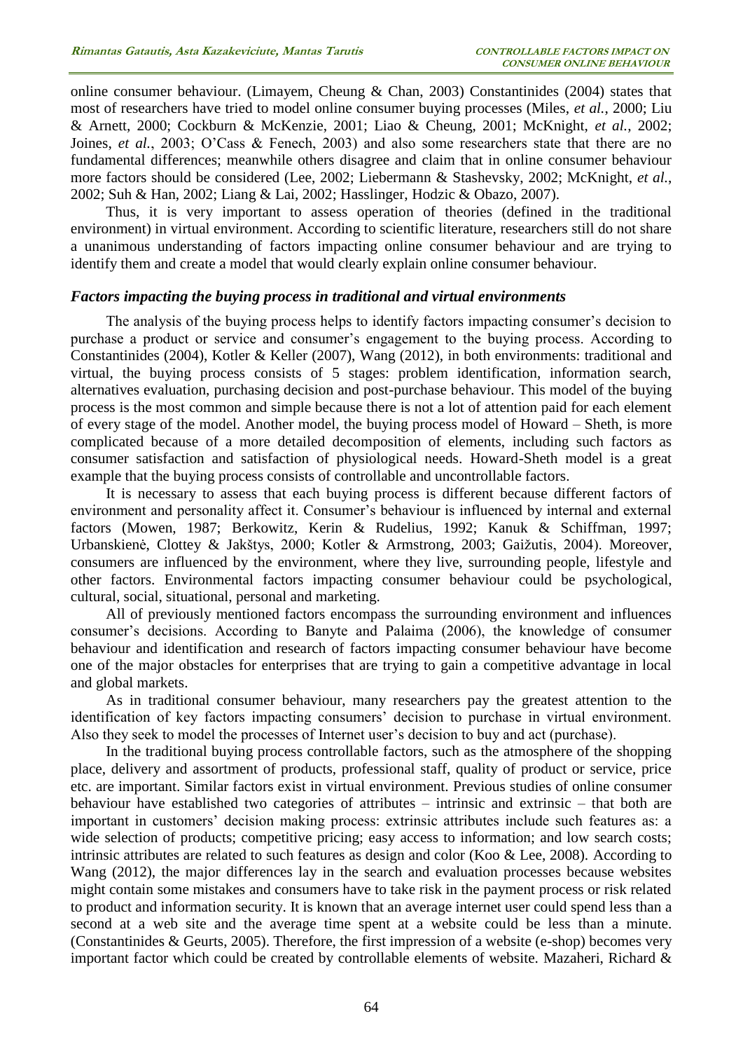online consumer behaviour. (Limayem, Cheung & Chan, 2003) Constantinides (2004) states that most of researchers have tried to model online consumer buying processes (Miles, *et al.*, 2000; Liu & Arnett, 2000; Cockburn & McKenzie, 2001; Liao & Cheung, 2001; McKnight, *et al.*, 2002; Joines, *et al.*, 2003; O'Cass & Fenech, 2003) and also some researchers state that there are no fundamental differences; meanwhile others disagree and claim that in online consumer behaviour more factors should be considered (Lee, 2002; Liebermann & Stashevsky, 2002; McKnight, *et al.*, 2002; Suh & Han, 2002; Liang & Lai, 2002; Hasslinger, Hodzic & Obazo, 2007).

Thus, it is very important to assess operation of theories (defined in the traditional environment) in virtual environment. According to scientific literature, researchers still do not share a unanimous understanding of factors impacting online consumer behaviour and are trying to identify them and create a model that would clearly explain online consumer behaviour.

### *Factors impacting the buying process in traditional and virtual environments*

The analysis of the buying process helps to identify factors impacting consumer's decision to purchase a product or service and consumer's engagement to the buying process. According to Constantinides (2004), Kotler & Keller (2007), Wang (2012), in both environments: traditional and virtual, the buying process consists of 5 stages: problem identification, information search, alternatives evaluation, purchasing decision and post-purchase behaviour. This model of the buying process is the most common and simple because there is not a lot of attention paid for each element of every stage of the model. Another model, the buying process model of Howard – Sheth, is more complicated because of a more detailed decomposition of elements, including such factors as consumer satisfaction and satisfaction of physiological needs. Howard-Sheth model is a great example that the buying process consists of controllable and uncontrollable factors.

It is necessary to assess that each buying process is different because different factors of environment and personality affect it. Consumer's behaviour is influenced by internal and external factors (Mowen, 1987; Berkowitz, Kerin & Rudelius, 1992; Kanuk & Schiffman, 1997; Urbanskienė, Clottey & Jakštys, 2000; Kotler & Armstrong, 2003; Gaižutis, 2004). Moreover, consumers are influenced by the environment, where they live, surrounding people, lifestyle and other factors. Environmental factors impacting consumer behaviour could be psychological, cultural, social, situational, personal and marketing.

All of previously mentioned factors encompass the surrounding environment and influences consumer's decisions. According to Banyte and Palaima (2006), the knowledge of consumer behaviour and identification and research of factors impacting consumer behaviour have become one of the major obstacles for enterprises that are trying to gain a competitive advantage in local and global markets.

As in traditional consumer behaviour, many researchers pay the greatest attention to the identification of key factors impacting consumers' decision to purchase in virtual environment. Also they seek to model the processes of Internet user's decision to buy and act (purchase).

In the traditional buying process controllable factors, such as the atmosphere of the shopping place, delivery and assortment of products, professional staff, quality of product or service, price etc. are important. Similar factors exist in virtual environment. Previous studies of online consumer behaviour have established two categories of attributes – intrinsic and extrinsic – that both are important in customers' decision making process: extrinsic attributes include such features as: a wide selection of products; competitive pricing; easy access to information; and low search costs; intrinsic attributes are related to such features as design and color (Koo & Lee, 2008). According to Wang (2012), the major differences lay in the search and evaluation processes because websites might contain some mistakes and consumers have to take risk in the payment process or risk related to product and information security. It is known that an average internet user could spend less than a second at a web site and the average time spent at a website could be less than a minute. (Constantinides & Geurts, 2005). Therefore, the first impression of a website (e-shop) becomes very important factor which could be created by controllable elements of website. Mazaheri, Richard &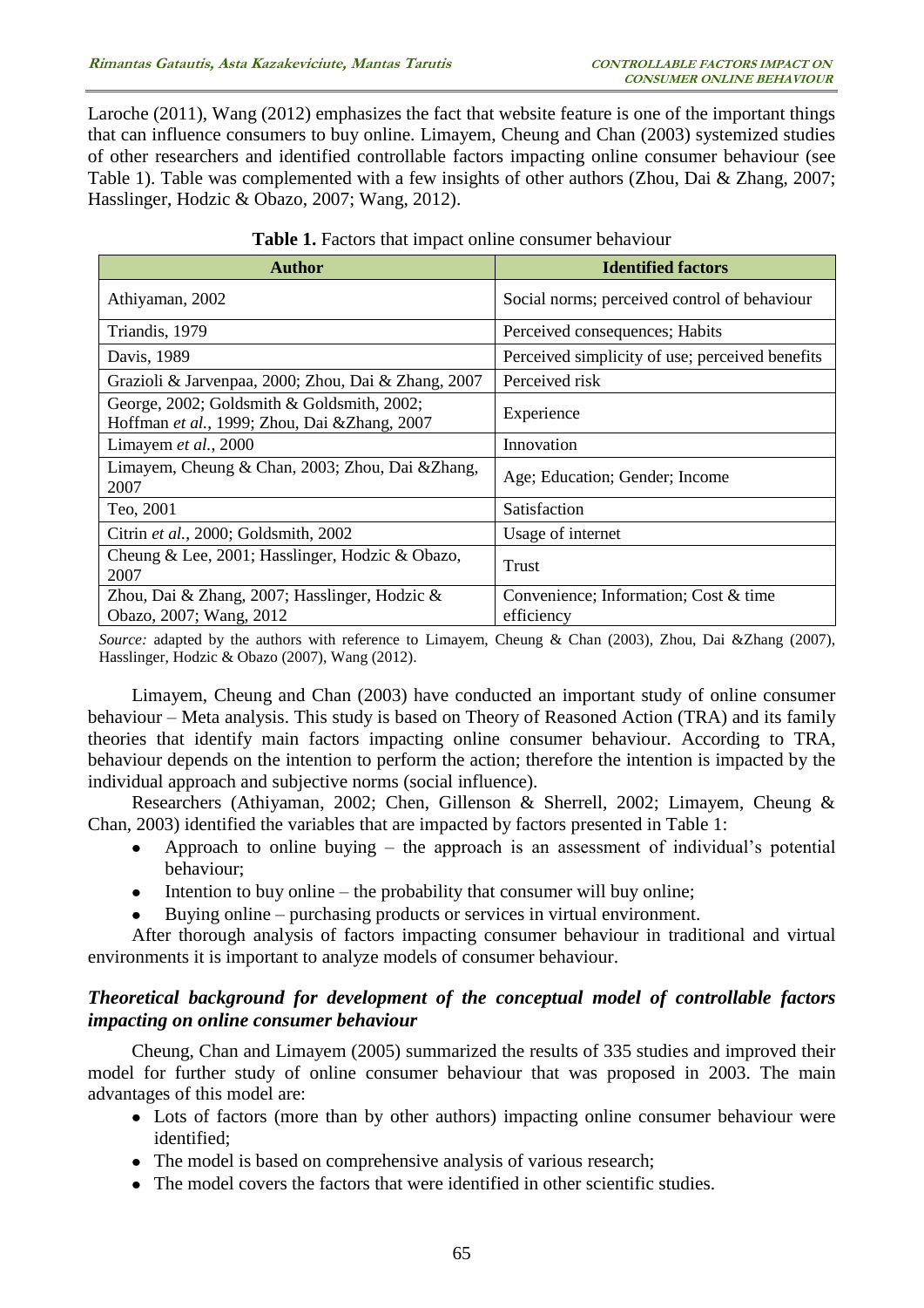Laroche (2011), Wang (2012) emphasizes the fact that website feature is one of the important things that can influence consumers to buy online. Limayem, Cheung and Chan (2003) systemized studies of other researchers and identified controllable factors impacting online consumer behaviour (see Table 1). Table was complemented with a few insights of other authors (Zhou, Dai & Zhang, 2007; Hasslinger, Hodzic & Obazo, 2007; Wang, 2012).

**Table 1.** Factors that impact online consumer behaviour

| Author | Identified factors |
|---|---|
| Athiyaman, 2002 | Social norms; perceived control of behaviour |
| Triandis, 1979 | Perceived consequences; Habits |
| Davis, 1989 | Perceived simplicity of use; perceived benefits |
| Grazioli & Jarvenpaa, 2000; Zhou, Dai & Zhang, 2007 | Perceived risk |
| George, 2002; Goldsmith & Goldsmith, 2002; Hoffman *et al.*, 1999; Zhou, Dai &Zhang, 2007 | Experience |
| Limayem *et al.*, 2000 | Innovation |
| Limayem, Cheung & Chan, 2003; Zhou, Dai &Zhang, 2007 | Age; Education; Gender; Income |
| Teo, 2001 | Satisfaction |
| Citrin *et al.*, 2000; Goldsmith, 2002 | Usage of internet |
| Cheung & Lee, 2001; Hasslinger, Hodzic & Obazo, 2007 | Trust |
| Zhou, Dai & Zhang, 2007; Hasslinger, Hodzic & Obazo, 2007; Wang, 2012 | Convenience; Information; Cost & time efficiency |

*Source:* adapted by the authors with reference to Limayem, Cheung & Chan (2003), Zhou, Dai &Zhang (2007), Hasslinger, Hodzic & Obazo (2007), Wang (2012).

Limayem, Cheung and Chan (2003) have conducted an important study of online consumer behaviour – Meta analysis. This study is based on Theory of Reasoned Action (TRA) and its family theories that identify main factors impacting online consumer behaviour. According to TRA, behaviour depends on the intention to perform the action; therefore the intention is impacted by the individual approach and subjective norms (social influence).

Researchers (Athiyaman, 2002; Chen, Gillenson & Sherrell, 2002; Limayem, Cheung & Chan, 2003) identified the variables that are impacted by factors presented in Table 1:

- Approach to online buying – the approach is an assessment of individual's potential behaviour;
- Intention to buy online – the probability that consumer will buy online;
- Buying online – purchasing products or services in virtual environment.

After thorough analysis of factors impacting consumer behaviour in traditional and virtual environments it is important to analyze models of consumer behaviour.

### *Theoretical background for development of the conceptual model of controllable factors impacting on online consumer behaviour*

Cheung, Chan and Limayem (2005) summarized the results of 335 studies and improved their model for further study of online consumer behaviour that was proposed in 2003. The main advantages of this model are:

- Lots of factors (more than by other authors) impacting online consumer behaviour were identified;
- The model is based on comprehensive analysis of various research;
- The model covers the factors that were identified in other scientific studies.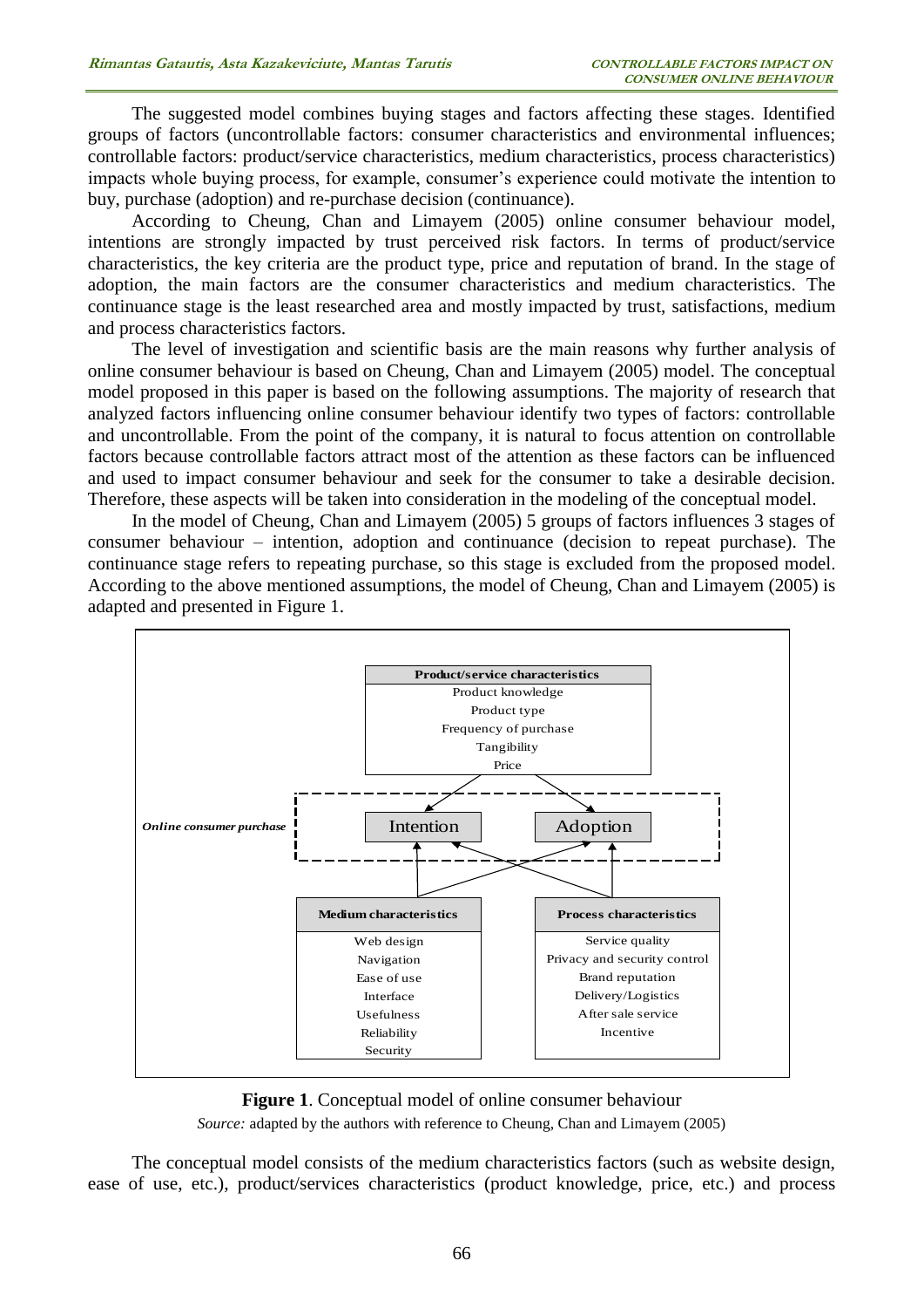The suggested model combines buying stages and factors affecting these stages. Identified groups of factors (uncontrollable factors: consumer characteristics and environmental influences; controllable factors: product/service characteristics, medium characteristics, process characteristics) impacts whole buying process, for example, consumer's experience could motivate the intention to buy, purchase (adoption) and re-purchase decision (continuance).

According to Cheung, Chan and Limayem (2005) online consumer behaviour model, intentions are strongly impacted by trust perceived risk factors. In terms of product/service characteristics, the key criteria are the product type, price and reputation of brand. In the stage of adoption, the main factors are the consumer characteristics and medium characteristics. The continuance stage is the least researched area and mostly impacted by trust, satisfactions, medium and process characteristics factors.

The level of investigation and scientific basis are the main reasons why further analysis of online consumer behaviour is based on Cheung, Chan and Limayem (2005) model. The conceptual model proposed in this paper is based on the following assumptions. The majority of research that analyzed factors influencing online consumer behaviour identify two types of factors: controllable and uncontrollable. From the point of the company, it is natural to focus attention on controllable factors because controllable factors attract most of the attention as these factors can be influenced and used to impact consumer behaviour and seek for the consumer to take a desirable decision. Therefore, these aspects will be taken into consideration in the modeling of the conceptual model.

In the model of Cheung, Chan and Limayem (2005) 5 groups of factors influences 3 stages of consumer behaviour – intention, adoption and continuance (decision to repeat purchase). The continuance stage refers to repeating purchase, so this stage is excluded from the proposed model. According to the above mentioned assumptions, the model of Cheung, Chan and Limayem (2005) is adapted and presented in Figure 1.

**Product/service characteristics**: Product knowledge; Product type; Frequency of purchase; Tangibility; Price

*Online consumer purchase*: Intention; Adoption

**Medium characteristics**: Web design; Navigation; Ease of use; Interface; Usefulness; Reliability; Security

**Process characteristics**: Service quality; Privacy and security control; Brand reputation; Delivery/Logistics; After sale service; Incentive

**Figure 1**. Conceptual model of online consumer behaviour

*Source:* adapted by the authors with reference to Cheung, Chan and Limayem (2005)

The conceptual model consists of the medium characteristics factors (such as website design, ease of use, etc.), product/services characteristics (product knowledge, price, etc.) and process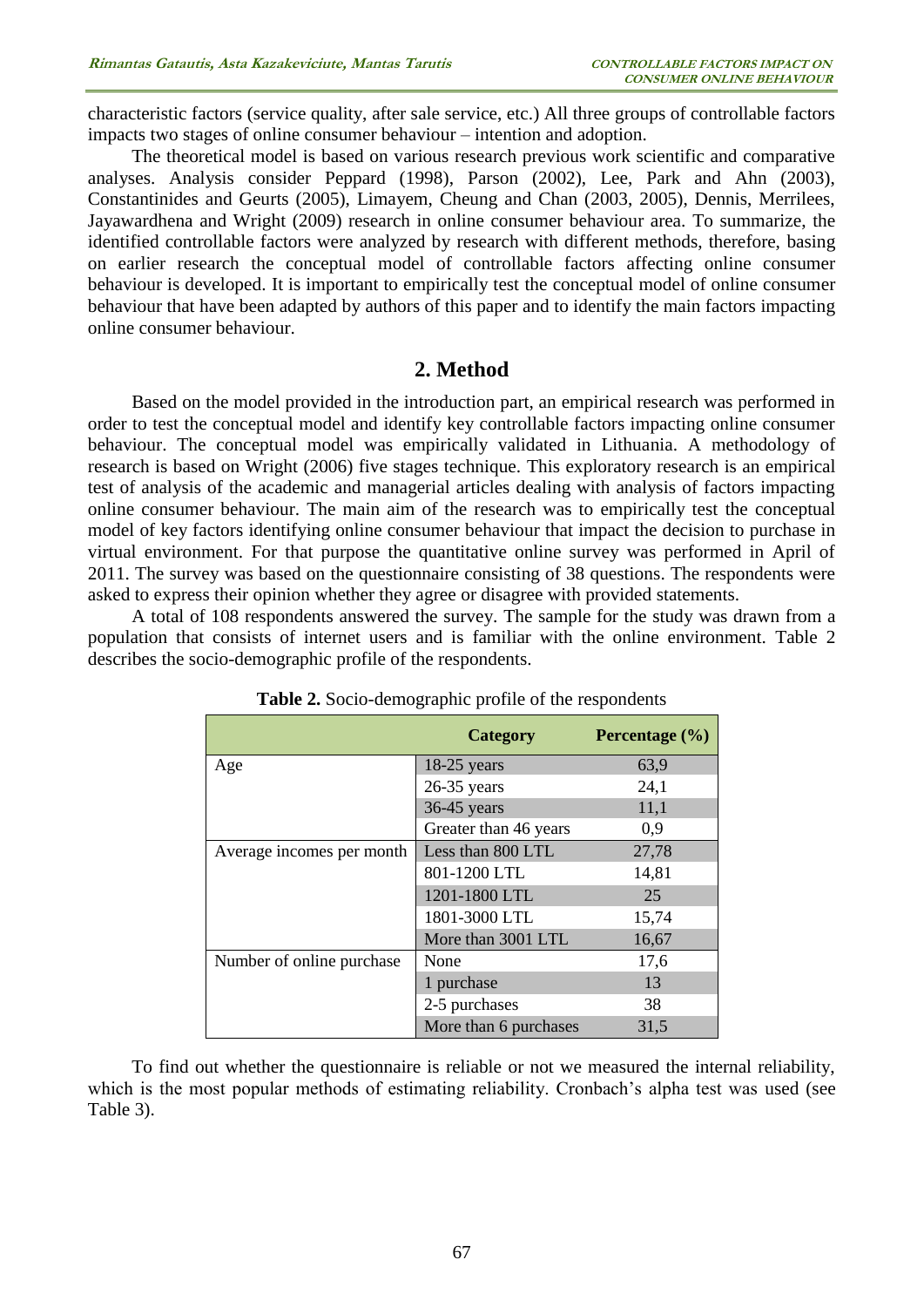characteristic factors (service quality, after sale service, etc.) All three groups of controllable factors impacts two stages of online consumer behaviour – intention and adoption.

The theoretical model is based on various research previous work scientific and comparative analyses. Analysis consider Peppard (1998), Parson (2002), Lee, Park and Ahn (2003), Constantinides and Geurts (2005), Limayem, Cheung and Chan (2003, 2005), Dennis, Merrilees, Jayawardhena and Wright (2009) research in online consumer behaviour area. To summarize, the identified controllable factors were analyzed by research with different methods, therefore, basing on earlier research the conceptual model of controllable factors affecting online consumer behaviour is developed. It is important to empirically test the conceptual model of online consumer behaviour that have been adapted by authors of this paper and to identify the main factors impacting online consumer behaviour.

## 2. Method

Based on the model provided in the introduction part, an empirical research was performed in order to test the conceptual model and identify key controllable factors impacting online consumer behaviour. The conceptual model was empirically validated in Lithuania. A methodology of research is based on Wright (2006) five stages technique. This exploratory research is an empirical test of analysis of the academic and managerial articles dealing with analysis of factors impacting online consumer behaviour. The main aim of the research was to empirically test the conceptual model of key factors identifying online consumer behaviour that impact the decision to purchase in virtual environment. For that purpose the quantitative online survey was performed in April of 2011. The survey was based on the questionnaire consisting of 38 questions. The respondents were asked to express their opinion whether they agree or disagree with provided statements.

A total of 108 respondents answered the survey. The sample for the study was drawn from a population that consists of internet users and is familiar with the online environment. Table 2 describes the socio-demographic profile of the respondents.

**Table 2.** Socio-demographic profile of the respondents

| | Category | Percentage (%) |
|---|---|---|
| Age | 18-25 years | 63,9 |
| | 26-35 years | 24,1 |
| | 36-45 years | 11,1 |
| | Greater than 46 years | 0,9 |
| Average incomes per month | Less than 800 LTL | 27,78 |
| | 801-1200 LTL | 14,81 |
| | 1201-1800 LTL | 25 |
| | 1801-3000 LTL | 15,74 |
| | More than 3001 LTL | 16,67 |
| Number of online purchase | None | 17,6 |
| | 1 purchase | 13 |
| | 2-5 purchases | 38 |
| | More than 6 purchases | 31,5 |

To find out whether the questionnaire is reliable or not we measured the internal reliability, which is the most popular methods of estimating reliability. Cronbach's alpha test was used (see Table 3).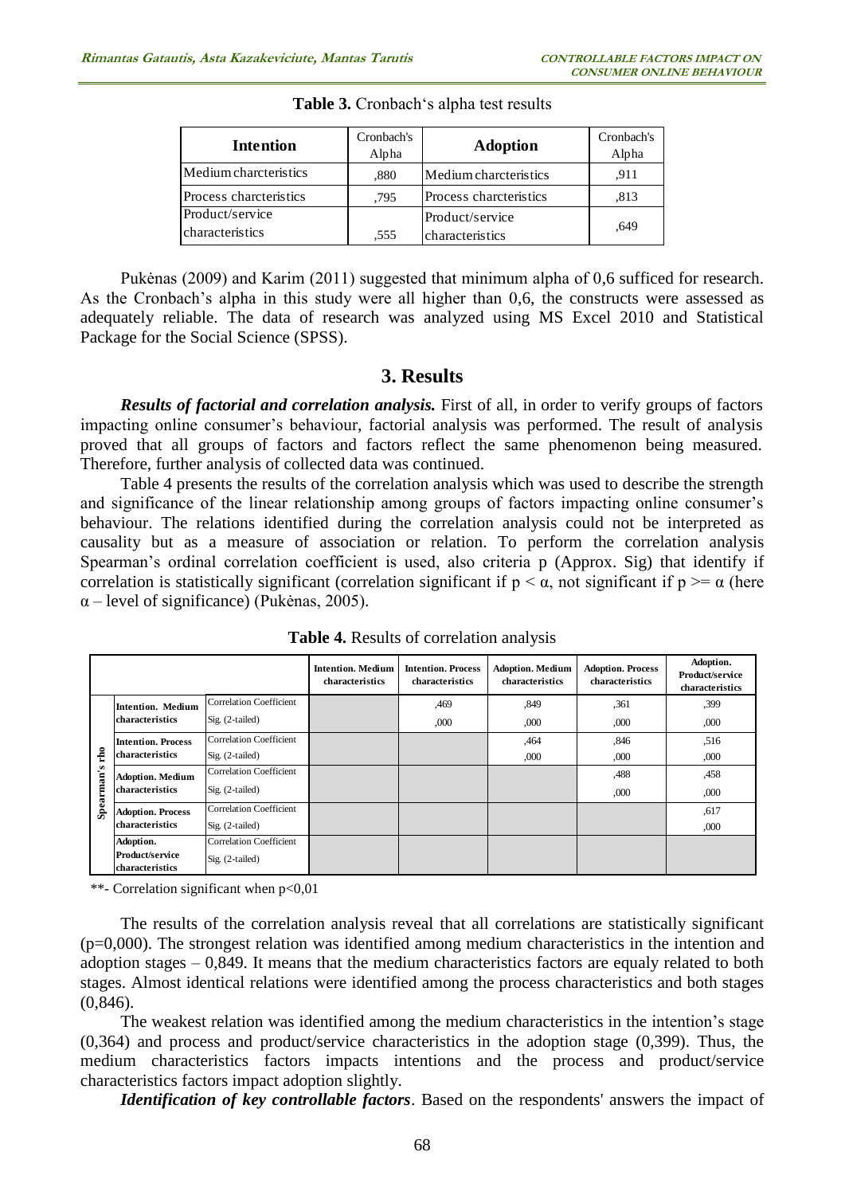**Table 3.** Cronbach's alpha test results

| Intention | Cronbach's Alpha | Adoption | Cronbach's Alpha |
|---|---|---|---|
| Medium charcteristics | ,880 | Medium charcteristics | ,911 |
| Process charcteristics | ,795 | Process charcteristics | ,813 |
| Product/service characteristics | ,555 | Product/service characteristics | ,649 |

Pukėnas (2009) and Karim (2011) suggested that minimum alpha of 0,6 sufficed for research. As the Cronbach's alpha in this study were all higher than 0,6, the constructs were assessed as adequately reliable. The data of research was analyzed using MS Excel 2010 and Statistical Package for the Social Science (SPSS).

## 3. Results

***Results of factorial and correlation analysis.*** First of all, in order to verify groups of factors impacting online consumer's behaviour, factorial analysis was performed. The result of analysis proved that all groups of factors and factors reflect the same phenomenon being measured. Therefore, further analysis of collected data was continued.

Table 4 presents the results of the correlation analysis which was used to describe the strength and significance of the linear relationship among groups of factors impacting online consumer's behaviour. The relations identified during the correlation analysis could not be interpreted as causality but as a measure of association or relation. To perform the correlation analysis Spearman's ordinal correlation coefficient is used, also criteria p (Approx. Sig) that identify if correlation is statistically significant (correlation significant if $p < \alpha$, not significant if $p >= \alpha$ (here $\alpha$ – level of significance) (Pukėnas, 2005).

**Table 4.** Results of correlation analysis

| | | | Intention. Medium characteristics | Intention. Process characteristics | Adoption. Medium characteristics | Adoption. Process characteristics | Adoption. Product/service characteristics |
|---|---|---|---|---|---|---|---|
| Spearman's rho | Intention. Medium characteristics | Correlation Coefficient | | ,469 | ,849 | ,361 | ,399 |
| | | Sig. (2-tailed) | | ,000 | ,000 | ,000 | ,000 |
| | Intention. Process characteristics | Correlation Coefficient | | | ,464 | ,846 | ,516 |
| | | Sig. (2-tailed) | | | ,000 | ,000 | ,000 |
| | Adoption. Medium characteristics | Correlation Coefficient | | | | ,488 | ,458 |
| | | Sig. (2-tailed) | | | | ,000 | ,000 |
| | Adoption. Process characteristics | Correlation Coefficient | | | | | ,617 |
| | | Sig. (2-tailed) | | | | | ,000 |
| | Adoption. Product/service characteristics | Correlation Coefficient | | | | | |
| | | Sig. (2-tailed) | | | | | |

**- Correlation significant when $p<0{,}01$

The results of the correlation analysis reveal that all correlations are statistically significant (p=0,000). The strongest relation was identified among medium characteristics in the intention and adoption stages – 0,849. It means that the medium characteristics factors are equaly related to both stages. Almost identical relations were identified among the process characteristics and both stages (0,846).

The weakest relation was identified among the medium characteristics in the intention's stage (0,364) and process and product/service characteristics in the adoption stage (0,399). Thus, the medium characteristics factors impacts intentions and the process and product/service characteristics factors impact adoption slightly.

***Identification of key controllable factors***. Based on the respondents' answers the impact of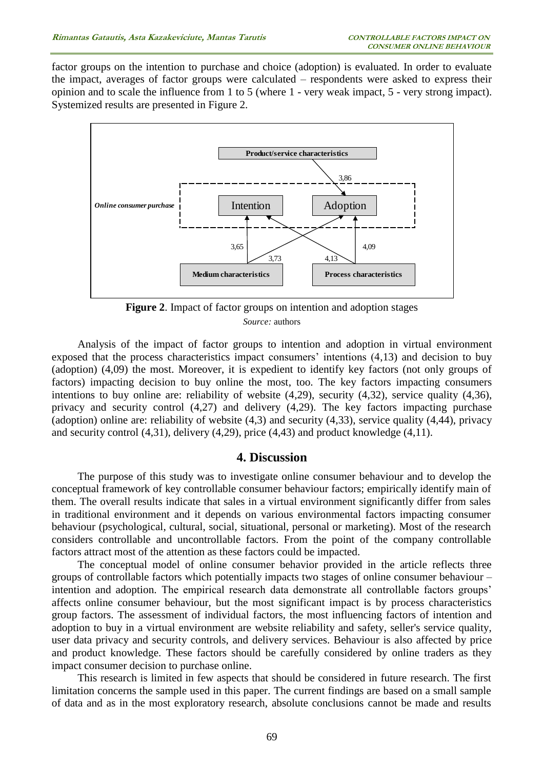factor groups on the intention to purchase and choice (adoption) is evaluated. In order to evaluate the impact, averages of factor groups were calculated – respondents were asked to express their opinion and to scale the influence from 1 to 5 (where 1 - very weak impact, 5 - very strong impact). Systemized results are presented in Figure 2.

**Figure 2**. Impact of factor groups on intention and adoption stages

*Source:* authors

Analysis of the impact of factor groups to intention and adoption in virtual environment exposed that the process characteristics impact consumers' intentions (4,13) and decision to buy (adoption) (4,09) the most. Moreover, it is expedient to identify key factors (not only groups of factors) impacting decision to buy online the most, too. The key factors impacting consumers intentions to buy online are: reliability of website (4,29), security (4,32), service quality (4,36), privacy and security control (4,27) and delivery (4,29). The key factors impacting purchase (adoption) online are: reliability of website (4,3) and security (4,33), service quality (4,44), privacy and security control (4,31), delivery (4,29), price (4,43) and product knowledge (4,11).

## 4. Discussion

The purpose of this study was to investigate online consumer behaviour and to develop the conceptual framework of key controllable consumer behaviour factors; empirically identify main of them. The overall results indicate that sales in a virtual environment significantly differ from sales in traditional environment and it depends on various environmental factors impacting consumer behaviour (psychological, cultural, social, situational, personal or marketing). Most of the research considers controllable and uncontrollable factors. From the point of the company controllable factors attract most of the attention as these factors could be impacted.

The conceptual model of online consumer behavior provided in the article reflects three groups of controllable factors which potentially impacts two stages of online consumer behaviour – intention and adoption. The empirical research data demonstrate all controllable factors groups' affects online consumer behaviour, but the most significant impact is by process characteristics group factors. The assessment of individual factors, the most influencing factors of intention and adoption to buy in a virtual environment are website reliability and safety, seller's service quality, user data privacy and security controls, and delivery services. Behaviour is also affected by price and product knowledge. These factors should be carefully considered by online traders as they impact consumer decision to purchase online.

This research is limited in few aspects that should be considered in future research. The first limitation concerns the sample used in this paper. The current findings are based on a small sample of data and as in the most exploratory research, absolute conclusions cannot be made and results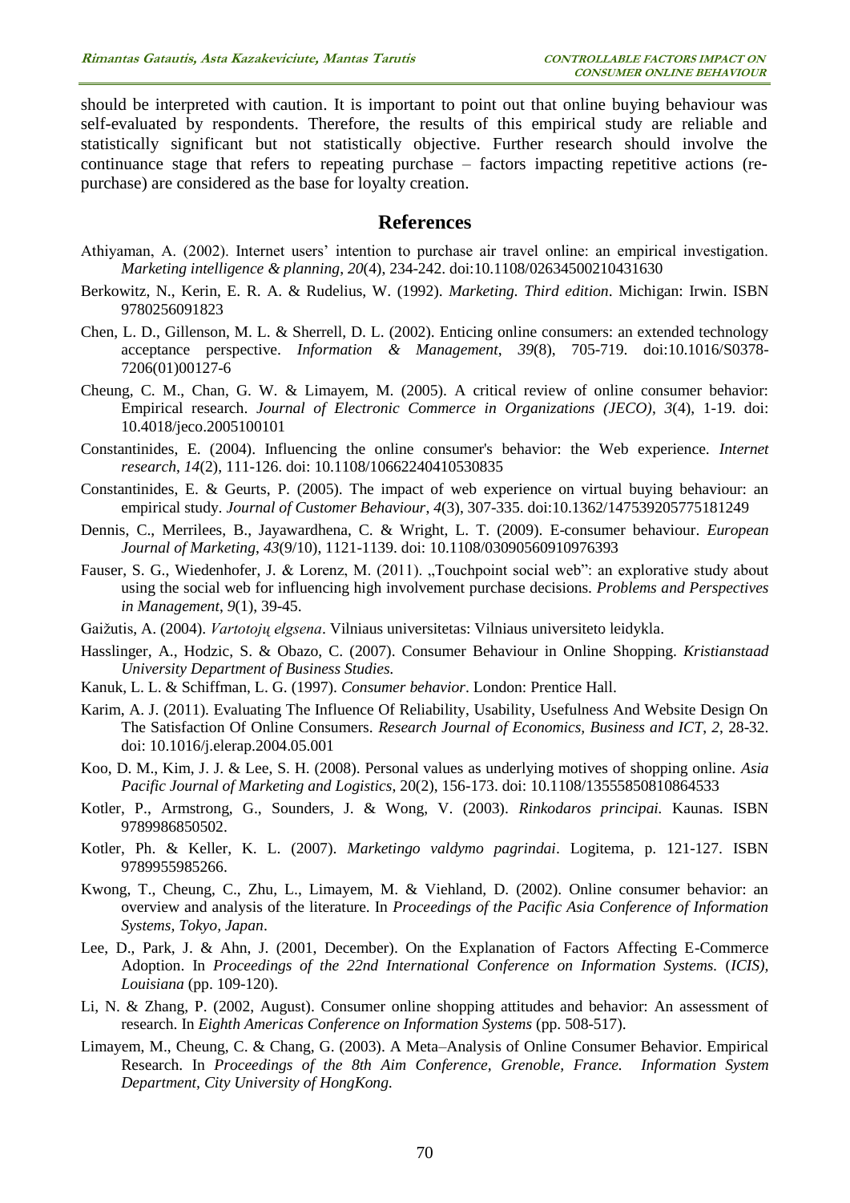should be interpreted with caution. It is important to point out that online buying behaviour was self-evaluated by respondents. Therefore, the results of this empirical study are reliable and statistically significant but not statistically objective. Further research should involve the continuance stage that refers to repeating purchase – factors impacting repetitive actions (re-purchase) are considered as the base for loyalty creation.

## References

Athiyaman, A. (2002). Internet users' intention to purchase air travel online: an empirical investigation. *Marketing intelligence & planning*, *20*(4), 234-242. doi:10.1108/02634500210431630

Berkowitz, N., Kerin, E. R. A. & Rudelius, W. (1992). *Marketing. Third edition*. Michigan: Irwin. ISBN 9780256091823

Chen, L. D., Gillenson, M. L. & Sherrell, D. L. (2002). Enticing online consumers: an extended technology acceptance perspective. *Information & Management*, *39*(8), 705-719. doi:10.1016/S0378-7206(01)00127-6

Cheung, C. M., Chan, G. W. & Limayem, M. (2005). A critical review of online consumer behavior: Empirical research. *Journal of Electronic Commerce in Organizations (JECO)*, *3*(4), 1-19. doi: 10.4018/jeco.2005100101

Constantinides, E. (2004). Influencing the online consumer's behavior: the Web experience. *Internet research*, *14*(2), 111-126. doi: 10.1108/10662240410530835

Constantinides, E. & Geurts, P. (2005). The impact of web experience on virtual buying behaviour: an empirical study. *Journal of Customer Behaviour*, *4*(3), 307-335. doi:10.1362/147539205775181249

Dennis, C., Merrilees, B., Jayawardhena, C. & Wright, L. T. (2009). E-consumer behaviour. *European Journal of Marketing*, *43*(9/10), 1121-1139. doi: 10.1108/03090560910976393

Fauser, S. G., Wiedenhofer, J. & Lorenz, M. (2011). „Touchpoint social web": an explorative study about using the social web for influencing high involvement purchase decisions. *Problems and Perspectives in Management*, *9*(1), 39-45.

Gaižutis, A. (2004). *Vartotojų elgsena*. Vilniaus universitetas: Vilniaus universiteto leidykla.

Hasslinger, A., Hodzic, S. & Obazo, C. (2007). Consumer Behaviour in Online Shopping. *Kristianstaad University Department of Business Studies.*

Kanuk, L. L. & Schiffman, L. G. (1997). *Consumer behavior*. London: Prentice Hall.

Karim, A. J. (2011). Evaluating The Influence Of Reliability, Usability, Usefulness And Website Design On The Satisfaction Of Online Consumers. *Research Journal of Economics, Business and ICT*, *2*, 28-32. doi: 10.1016/j.elerap.2004.05.001

Koo, D. M., Kim, J. J. & Lee, S. H. (2008). Personal values as underlying motives of shopping online. *Asia Pacific Journal of Marketing and Logistics*, 20(2), 156-173. doi: 10.1108/13555850810864533

Kotler, P., Armstrong, G., Sounders, J. & Wong, V. (2003). *Rinkodaros principai.* Kaunas. ISBN 9789986850502.

Kotler, Ph. & Keller, K. L. (2007). *Marketingo valdymo pagrindai*. Logitema, p. 121-127. ISBN 9789955985266.

Kwong, T., Cheung, C., Zhu, L., Limayem, M. & Viehland, D. (2002). Online consumer behavior: an overview and analysis of the literature. In *Proceedings of the Pacific Asia Conference of Information Systems, Tokyo, Japan*.

Lee, D., Park, J. & Ahn, J. (2001, December). On the Explanation of Factors Affecting E-Commerce Adoption. In *Proceedings of the 22nd International Conference on Information Systems.* (*ICIS), Louisiana* (pp. 109-120).

Li, N. & Zhang, P. (2002, August). Consumer online shopping attitudes and behavior: An assessment of research. In *Eighth Americas Conference on Information Systems* (pp. 508-517).

Limayem, M., Cheung, C. & Chang, G. (2003). A Meta–Analysis of Online Consumer Behavior. Empirical Research. In *Proceedings of the 8th Aim Conference, Grenoble, France. Information System Department, City University of HongKong.*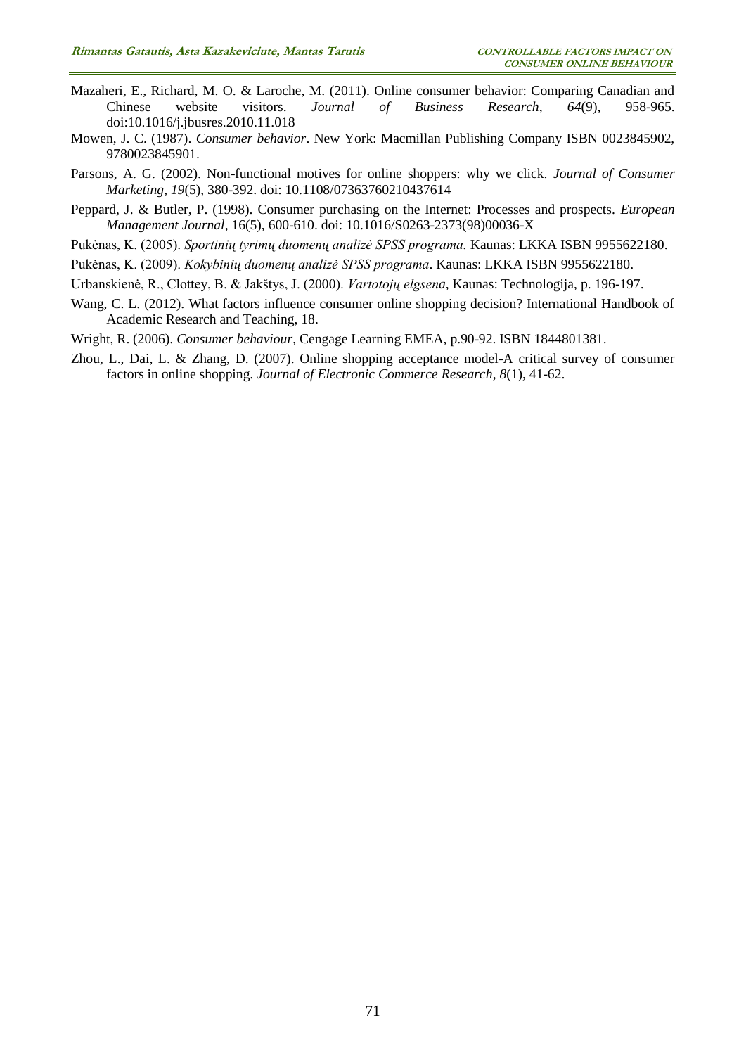Mazaheri, E., Richard, M. O. & Laroche, M. (2011). Online consumer behavior: Comparing Canadian and Chinese website visitors. *Journal of Business Research*, *64*(9), 958-965. doi:10.1016/j.jbusres.2010.11.018

Mowen, J. C. (1987). *Consumer behavior*. New York: Macmillan Publishing Company ISBN 0023845902, 9780023845901.

Parsons, A. G. (2002). Non-functional motives for online shoppers: why we click. *Journal of Consumer Marketing*, *19*(5), 380-392. doi: 10.1108/07363760210437614

Peppard, J. & Butler, P. (1998). Consumer purchasing on the Internet: Processes and prospects. *European Management Journal*, 16(5), 600-610. doi: 10.1016/S0263-2373(98)00036-X

Pukėnas, K. (2005). *Sportinių tyrimų duomenų analizė SPSS programa.* Kaunas: LKKA ISBN 9955622180.

Pukėnas, K. (2009). *Kokybinių duomenų analizė SPSS programa*. Kaunas: LKKA ISBN 9955622180.

Urbanskienė, R., Clottey, B. & Jakštys, J. (2000). *Vartotojų elgsena*, Kaunas: Technologija, p. 196-197.

Wang, C. L. (2012). What factors influence consumer online shopping decision? International Handbook of Academic Research and Teaching, 18.

Wright, R. (2006). *Consumer behaviour*, Cengage Learning EMEA, p.90-92. ISBN 1844801381.

Zhou, L., Dai, L. & Zhang, D. (2007). Online shopping acceptance model-A critical survey of consumer factors in online shopping. *Journal of Electronic Commerce Research*, *8*(1), 41-62.